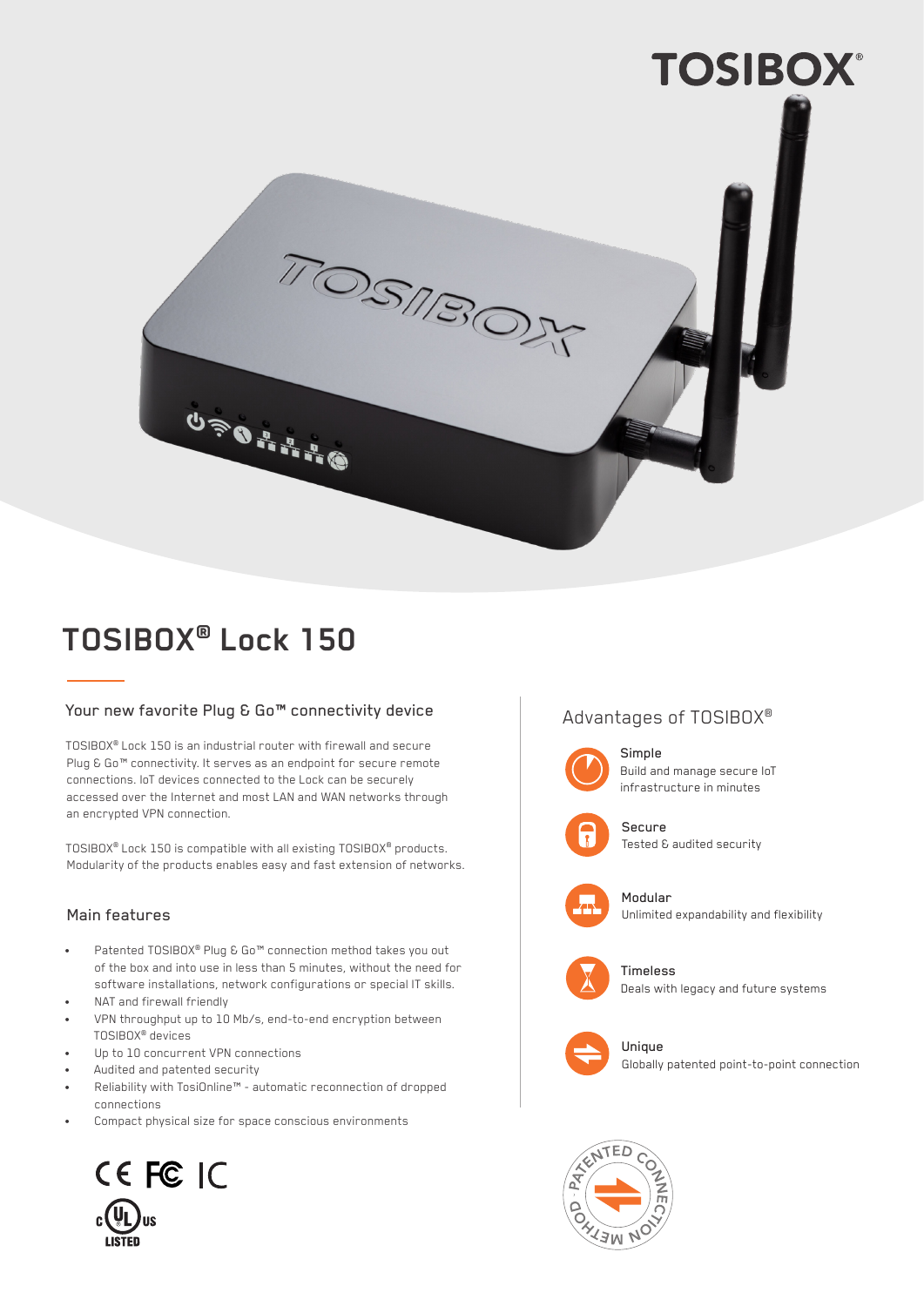TOSIBOX®

# TOSIBOX® Lock 150

## Your new favorite Plug & Go™ connectivity device

TOSIBOX® Lock 150 is an industrial router with firewall and secure Plug & Go™ connectivity. It serves as an endpoint for secure remote connections. IoT devices connected to the Lock can be securely accessed over the Internet and most LAN and WAN networks through an encrypted VPN connection.

TOSIBOX® Lock 150 is compatible with all existing TOSIBOX® products. Modularity of the products enables easy and fast extension of networks.

## Main features

- Patented TOSIBOX® Plug & Go™ connection method takes you out of the box and into use in less than 5 minutes, without the need for software installations, network configurations or special IT skills.
- NAT and firewall friendly
- VPN throughput up to 10 Mb/s, end-to-end encryption between TOSIBOX® devices
- Up to 10 concurrent VPN connections
- Audited and patented security
- Reliability with TosiOnline™ - automatic reconnection of dropped connections
- Compact physical size for space conscious environments

CE FC IC

c UL us LISTED

## Advantages of TOSIBOX®

**Simple**
Build and manage secure IoT infrastructure in minutes

**Secure**
Tested & audited security

**Modular**
Unlimited expandability and flexibility

**Timeless**
Deals with legacy and future systems

**Unique**
Globally patented point-to-point connection

PATENTED CONNECTION METHOD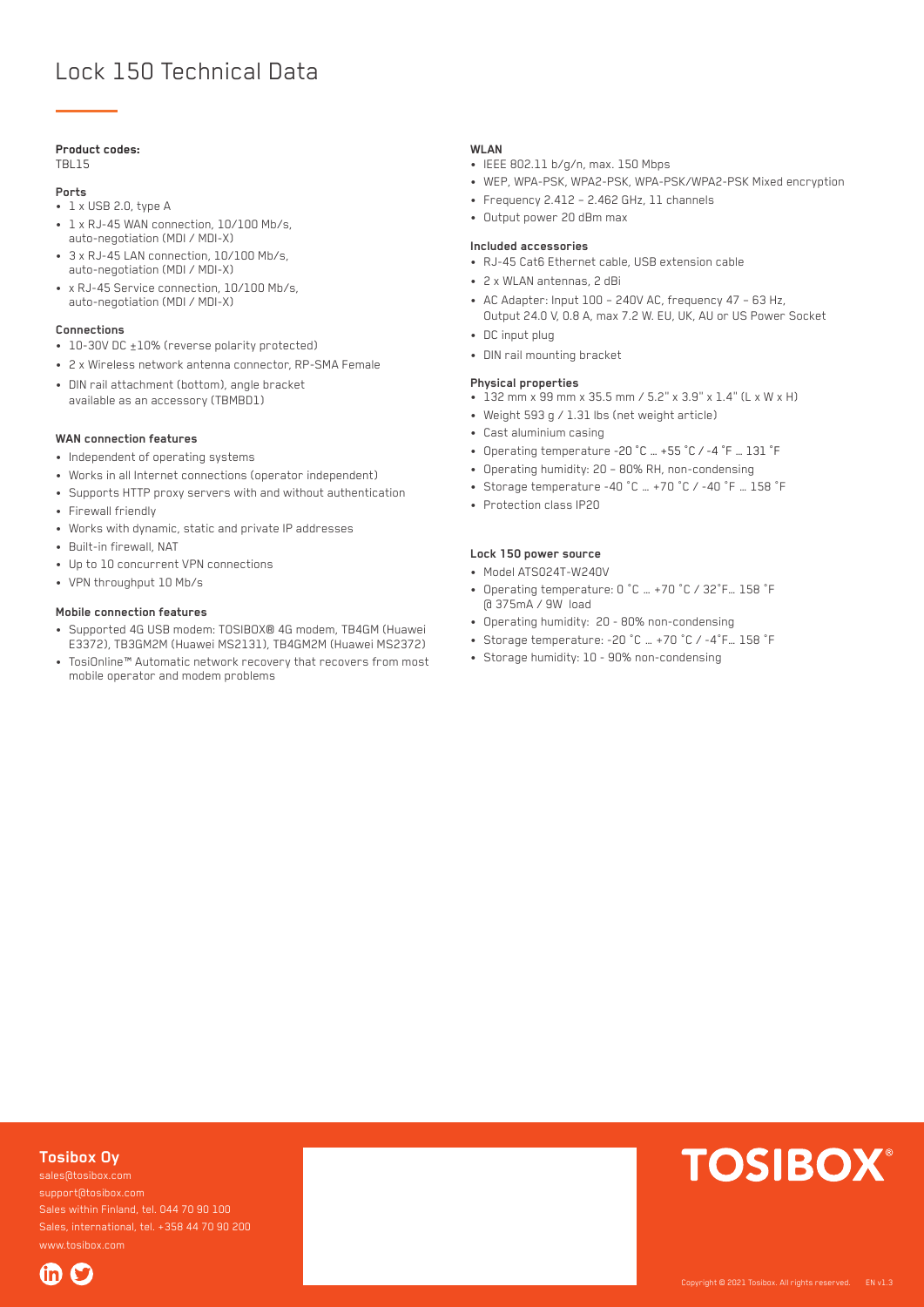# Lock 150 Technical Data

**Product codes:**
TBL15

**Ports**

- 1 x USB 2.0, type A
- 1 x RJ-45 WAN connection, 10/100 Mb/s, auto-negotiation (MDI / MDI-X)
- 3 x RJ-45 LAN connection, 10/100 Mb/s, auto-negotiation (MDI / MDI-X)
- x RJ-45 Service connection, 10/100 Mb/s, auto-negotiation (MDI / MDI-X)

**Connections**

- 10-30V DC ±10% (reverse polarity protected)
- 2 x Wireless network antenna connector, RP-SMA Female
- DIN rail attachment (bottom), angle bracket available as an accessory (TBMBD1)

**WAN connection features**

- Independent of operating systems
- Works in all Internet connections (operator independent)
- Supports HTTP proxy servers with and without authentication
- Firewall friendly
- Works with dynamic, static and private IP addresses
- Built-in firewall, NAT
- Up to 10 concurrent VPN connections
- VPN throughput 10 Mb/s

**Mobile connection features**

- Supported 4G USB modem: TOSIBOX® 4G modem, TB4GM (Huawei E3372), TB3GM2M (Huawei MS2131), TB4GM2M (Huawei MS2372)
- TosiOnline™ Automatic network recovery that recovers from most mobile operator and modem problems

**WLAN**

- IEEE 802.11 b/g/n, max. 150 Mbps
- WEP, WPA-PSK, WPA2-PSK, WPA-PSK/WPA2-PSK Mixed encryption
- Frequency 2.412 – 2.462 GHz, 11 channels
- Output power 20 dBm max

**Included accessories**

- RJ-45 Cat6 Ethernet cable, USB extension cable
- 2 x WLAN antennas, 2 dBi
- AC Adapter: Input 100 – 240V AC, frequency 47 – 63 Hz, Output 24.0 V, 0.8 A, max 7.2 W. EU, UK, AU or US Power Socket
- DC input plug
- DIN rail mounting bracket

**Physical properties**

- 132 mm x 99 mm x 35.5 mm / 5.2" x 3.9" x 1.4" (L x W x H)
- Weight 593 g / 1.31 lbs (net weight article)
- Cast aluminium casing
- Operating temperature -20 °C … +55 °C / -4 °F … 131 °F
- Operating humidity: 20 – 80% RH, non-condensing
- Storage temperature -40 °C … +70 °C / -40 °F … 158 °F
- Protection class IP20

**Lock 150 power source**

- Model ATS024T-W240V
- Operating temperature: 0 °C … +70 °C / 32°F… 158 °F @ 375mA / 9W load
- Operating humidity: 20 - 80% non-condensing
- Storage temperature: -20 °C … +70 °C / -4°F… 158 °F
- Storage humidity: 10 - 90% non-condensing

**Tosibox Oy**
sales@tosibox.com
support@tosibox.com
Sales within Finland, tel. 044 70 90 100
Sales, international, tel. +358 44 70 90 200
www.tosibox.com

TOSIBOX®

Copyright © 2021 Tosibox. All rights reserved. EN v1.3